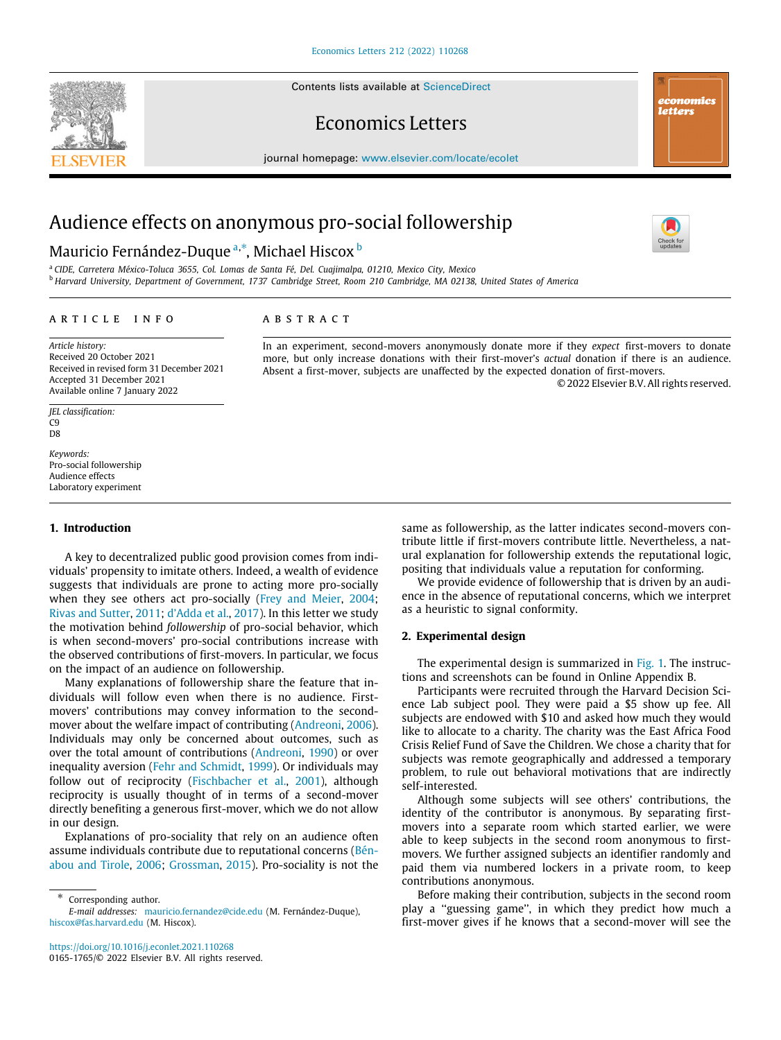# Audience effects on anonymous pro-social followership

Mauricio Fernández-Duque [a,*], Michael Hiscox [b]

[a] CIDE, Carretera México-Toluca 3655, Col. Lomas de Santa Fé, Del. Cuajimalpa, 01210, Mexico City, Mexico
[b] Harvard University, Department of Government, 1737 Cambridge Street, Room 210 Cambridge, MA 02138, United States of America

**ARTICLE INFO**

*Article history:*
Received 20 October 2021
Received in revised form 31 December 2021
Accepted 31 December 2021
Available online 7 January 2022

*JEL classification:*
C9
D8

*Keywords:*
Pro-social followership
Audience effects
Laboratory experiment

**ABSTRACT**

In an experiment, second-movers anonymously donate more if they *expect* first-movers to donate more, but only increase donations with their first-mover's *actual* donation if there is an audience. Absent a first-mover, subjects are unaffected by the expected donation of first-movers.

© 2022 Elsevier B.V. All rights reserved.

## 1. Introduction

A key to decentralized public good provision comes from individuals' propensity to imitate others. Indeed, a wealth of evidence suggests that individuals are prone to acting more pro-socially when they see others act pro-socially (Frey and Meier, 2004; Rivas and Sutter, 2011; d'Adda et al., 2017). In this letter we study the motivation behind *followership* of pro-social behavior, which is when second-movers' pro-social contributions increase with the observed contributions of first-movers. In particular, we focus on the impact of an audience on followership.

Many explanations of followership share the feature that individuals will follow even when there is no audience. First-movers' contributions may convey information to the second-mover about the welfare impact of contributing (Andreoni, 2006). Individuals may only be concerned about outcomes, such as over the total amount of contributions (Andreoni, 1990) or over inequality aversion (Fehr and Schmidt, 1999). Or individuals may follow out of reciprocity (Fischbacher et al., 2001), although reciprocity is usually thought of in terms of a second-mover directly benefiting a generous first-mover, which we do not allow in our design.

Explanations of pro-sociality that rely on an audience often assume individuals contribute due to reputational concerns (Bénabou and Tirole, 2006; Grossman, 2015). Pro-sociality is not the same as followership, as the latter indicates second-movers contribute little if first-movers contribute little. Nevertheless, a natural explanation for followership extends the reputational logic, positing that individuals value a reputation for conforming.

We provide evidence of followership that is driven by an audience in the absence of reputational concerns, which we interpret as a heuristic to signal conformity.

## 2. Experimental design

The experimental design is summarized in Fig. 1. The instructions and screenshots can be found in Online Appendix B.

Participants were recruited through the Harvard Decision Science Lab subject pool. They were paid a $5 show up fee. All subjects are endowed with $10 and asked how much they would like to allocate to a charity. The charity was the East Africa Food Crisis Relief Fund of Save the Children. We chose a charity that for subjects was remote geographically and addressed a temporary problem, to rule out behavioral motivations that are indirectly self-interested.

Although some subjects will see others' contributions, the identity of the contributor is anonymous. By separating first-movers into a separate room which started earlier, we were able to keep subjects in the second room anonymous to first-movers. We further assigned subjects an identifier randomly and paid them via numbered lockers in a private room, to keep contributions anonymous.

Before making their contribution, subjects in the second room play a "guessing game", in which they predict how much a first-mover gives if he knows that a second-mover will see the

* Corresponding author.
*E-mail addresses:* mauricio.fernandez@cide.edu (M. Fernández-Duque), hiscox@fas.harvard.edu (M. Hiscox).

https://doi.org/10.1016/j.econlet.2021.110268
0165-1765/© 2022 Elsevier B.V. All rights reserved.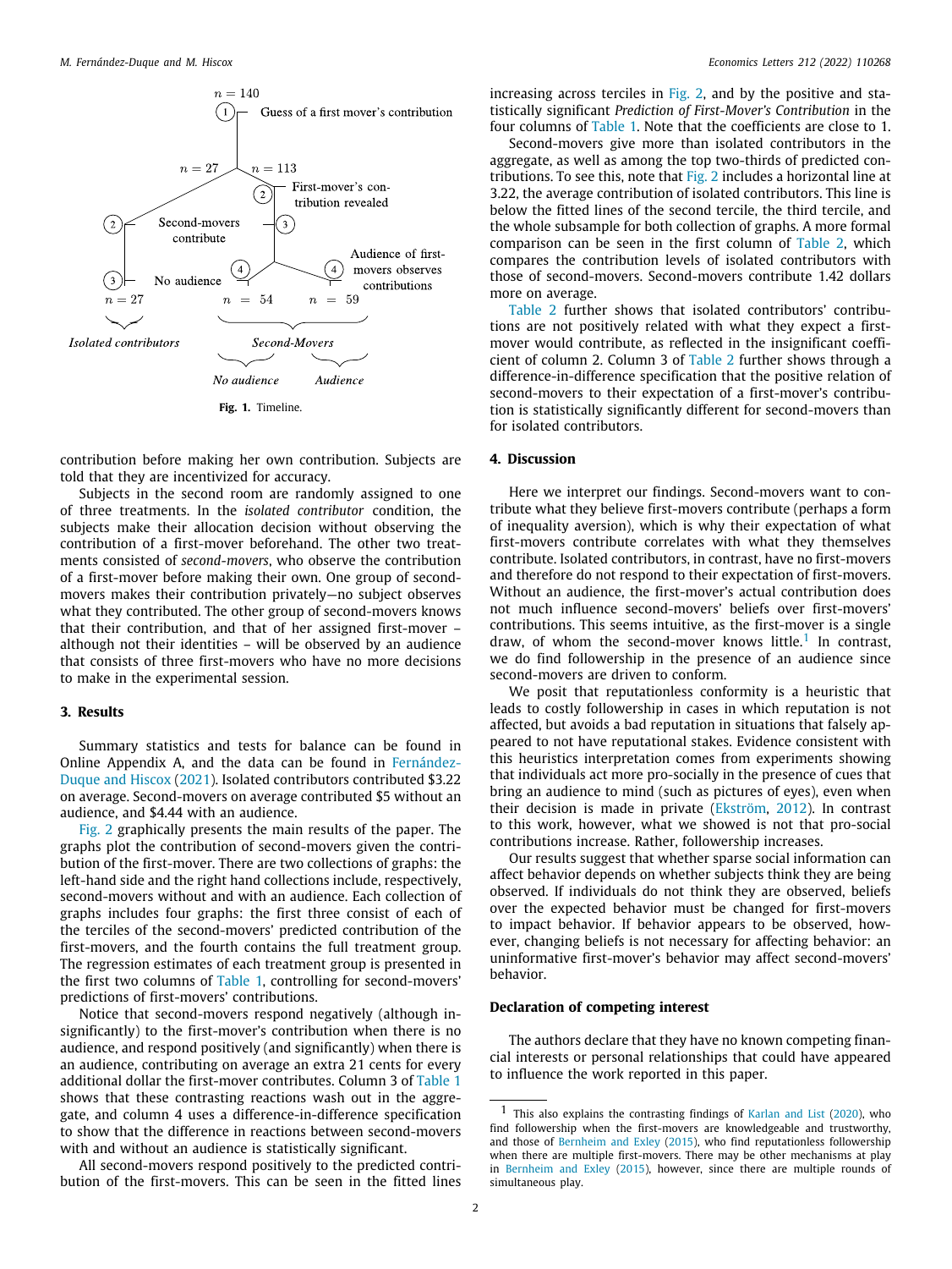Fig. 1. Timeline.

contribution before making her own contribution. Subjects are told that they are incentivized for accuracy.

Subjects in the second room are randomly assigned to one of three treatments. In the *isolated contributor* condition, the subjects make their allocation decision without observing the contribution of a first-mover beforehand. The other two treatments consisted of *second-movers*, who observe the contribution of a first-mover before making their own. One group of second-movers makes their contribution privately—no subject observes what they contributed. The other group of second-movers knows that their contribution, and that of her assigned first-mover – although not their identities – will be observed by an audience that consists of three first-movers who have no more decisions to make in the experimental session.

## 3. Results

Summary statistics and tests for balance can be found in Online Appendix A, and the data can be found in Fernández-Duque and Hiscox (2021). Isolated contributors contributed $3.22 on average. Second-movers on average contributed $5 without an audience, and $4.44 with an audience.

Fig. 2 graphically presents the main results of the paper. The graphs plot the contribution of second-movers given the contribution of the first-mover. There are two collections of graphs: the left-hand side and the right hand collections include, respectively, second-movers without and with an audience. Each collection of graphs includes four graphs: the first three consist of each of the terciles of the second-movers' predicted contribution of the first-movers, and the fourth contains the full treatment group. The regression estimates of each treatment group is presented in the first two columns of Table 1, controlling for second-movers' predictions of first-movers' contributions.

Notice that second-movers respond negatively (although insignificantly) to the first-mover's contribution when there is no audience, and respond positively (and significantly) when there is an audience, contributing on average an extra 21 cents for every additional dollar the first-mover contributes. Column 3 of Table 1 shows that these contrasting reactions wash out in the aggregate, and column 4 uses a difference-in-difference specification to show that the difference in reactions between second-movers with and without an audience is statistically significant.

All second-movers respond positively to the predicted contribution of the first-movers. This can be seen in the fitted lines increasing across terciles in Fig. 2, and by the positive and statistically significant *Prediction of First-Mover's Contribution* in the four columns of Table 1. Note that the coefficients are close to 1.

Second-movers give more than isolated contributors in the aggregate, as well as among the top two-thirds of predicted contributions. To see this, note that Fig. 2 includes a horizontal line at 3.22, the average contribution of isolated contributors. This line is below the fitted lines of the second tercile, the third tercile, and the whole subsample for both collection of graphs. A more formal comparison can be seen in the first column of Table 2, which compares the contribution levels of isolated contributors with those of second-movers. Second-movers contribute 1.42 dollars more on average.

Table 2 further shows that isolated contributors' contributions are not positively related with what they expect a first-mover would contribute, as reflected in the insignificant coefficient of column 2. Column 3 of Table 2 further shows through a difference-in-difference specification that the positive relation of second-movers to their expectation of a first-mover's contribution is statistically significantly different for second-movers than for isolated contributors.

## 4. Discussion

Here we interpret our findings. Second-movers want to contribute what they believe first-movers contribute (perhaps a form of inequality aversion), which is why their expectation of what first-movers contribute correlates with what they themselves contribute. Isolated contributors, in contrast, have no first-movers and therefore do not respond to their expectation of first-movers. Without an audience, the first-mover's actual contribution does not much influence second-movers' beliefs over first-movers' contributions. This seems intuitive, as the first-mover is a single draw, of whom the second-mover knows little.[1] In contrast, we do find followership in the presence of an audience since second-movers are driven to conform.

We posit that reputationless conformity is a heuristic that leads to costly followership in cases in which reputation is not affected, but avoids a bad reputation in situations that falsely appeared to not have reputational stakes. Evidence consistent with this heuristics interpretation comes from experiments showing that individuals act more pro-socially in the presence of cues that bring an audience to mind (such as pictures of eyes), even when their decision is made in private (Ekström, 2012). In contrast to this work, however, what we showed is not that pro-social contributions increase. Rather, followership increases.

Our results suggest that whether sparse social information can affect behavior depends on whether subjects think they are being observed. If individuals do not think they are observed, beliefs over the expected behavior must be changed for first-movers to impact behavior. If behavior appears to be observed, however, changing beliefs is not necessary for affecting behavior: an uninformative first-mover's behavior may affect second-movers' behavior.

### Declaration of competing interest

The authors declare that they have no known competing financial interests or personal relationships that could have appeared to influence the work reported in this paper.

[1] This also explains the contrasting findings of Karlan and List (2020), who find followership when the first-movers are knowledgeable and trustworthy, and those of Bernheim and Exley (2015), who find reputationless followership when there are multiple first-movers. There may be other mechanisms at play in Bernheim and Exley (2015), however, since there are multiple rounds of simultaneous play.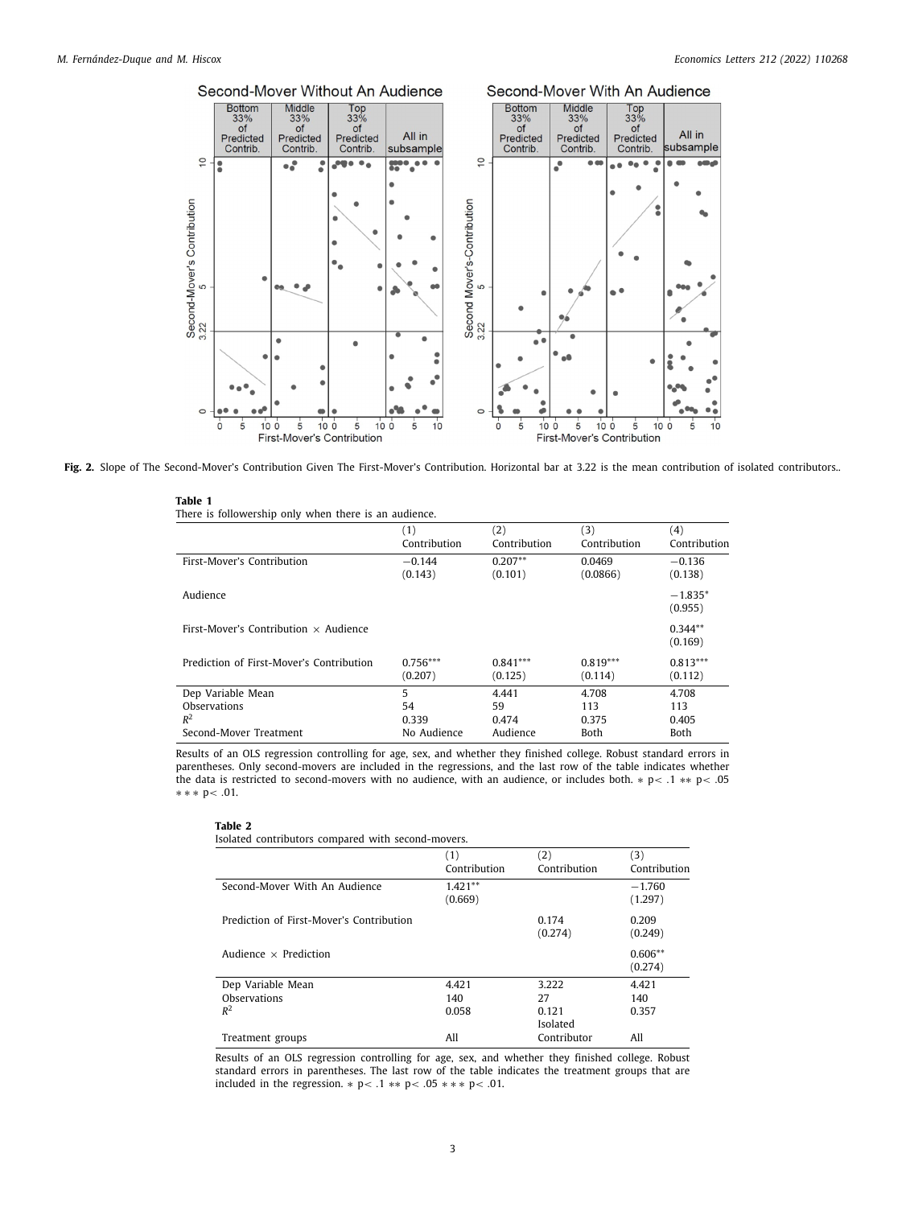**Fig. 2.** Slope of The Second-Mover's Contribution Given The First-Mover's Contribution. Horizontal bar at 3.22 is the mean contribution of isolated contributors..

**Table 1**
There is followership only when there is an audience.

| | (1) Contribution | (2) Contribution | (3) Contribution | (4) Contribution |
|---|---|---|---|---|
| First-Mover's Contribution | −0.144 | 0.207** | 0.0469 | −0.136 |
| | (0.143) | (0.101) | (0.0866) | (0.138) |
| Audience | | | | −1.835* |
| | | | | (0.955) |
| First-Mover's Contribution × Audience | | | | 0.344** |
| | | | | (0.169) |
| Prediction of First-Mover's Contribution | 0.756*** | 0.841*** | 0.819*** | 0.813*** |
| | (0.207) | (0.125) | (0.114) | (0.112) |
| Dep Variable Mean | 5 | 4.441 | 4.708 | 4.708 |
| Observations | 54 | 59 | 113 | 113 |
| $R^2$ | 0.339 | 0.474 | 0.375 | 0.405 |
| Second-Mover Treatment | No Audience | Audience | Both | Both |

Results of an OLS regression controlling for age, sex, and whether they finished college. Robust standard errors in parentheses. Only second-movers are included in the regressions, and the last row of the table indicates whether the data is restricted to second-movers with no audience, with an audience, or includes both. * $p< .1$ ** $p< .05$ *** $p< .01$.

**Table 2**
Isolated contributors compared with second-movers.

| | (1) Contribution | (2) Contribution | (3) Contribution |
|---|---|---|---|
| Second-Mover With An Audience | 1.421** | | −1.760 |
| | (0.669) | | (1.297) |
| Prediction of First-Mover's Contribution | | 0.174 | 0.209 |
| | | (0.274) | (0.249) |
| Audience × Prediction | | | 0.606** |
| | | | (0.274) |
| Dep Variable Mean | 4.421 | 3.222 | 4.421 |
| Observations | 140 | 27 | 140 |
| $R^2$ | 0.058 | 0.121 | 0.357 |
| Treatment groups | All | Isolated Contributor | All |

Results of an OLS regression controlling for age, sex, and whether they finished college. Robust standard errors in parentheses. The last row of the table indicates the treatment groups that are included in the regression. * $p< .1$ ** $p< .05$ *** $p< .01$.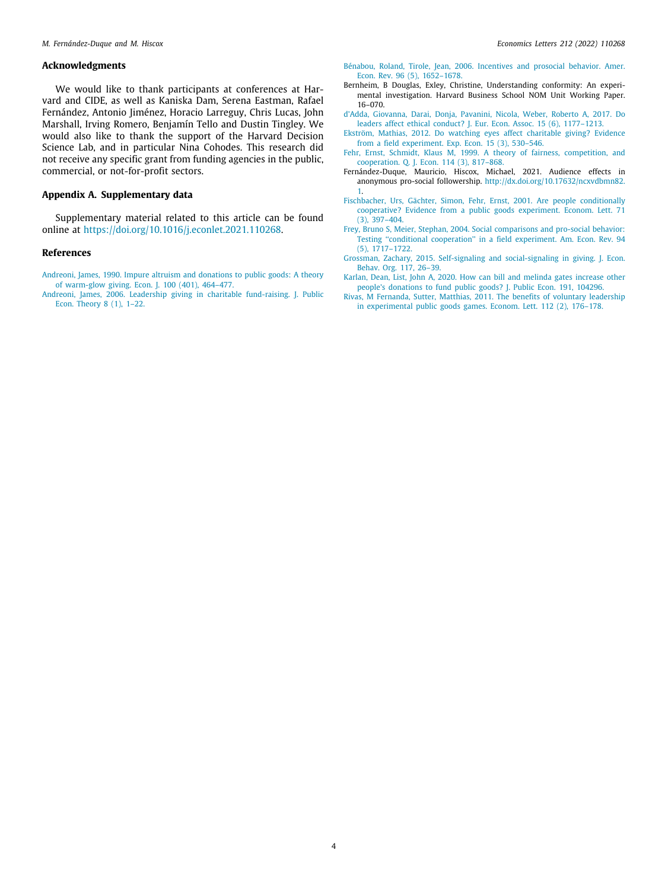## Acknowledgments

We would like to thank participants at conferences at Harvard and CIDE, as well as Kaniska Dam, Serena Eastman, Rafael Fernández, Antonio Jiménez, Horacio Larreguy, Chris Lucas, John Marshall, Irving Romero, Benjamín Tello and Dustin Tingley. We would also like to thank the support of the Harvard Decision Science Lab, and in particular Nina Cohodes. This research did not receive any specific grant from funding agencies in the public, commercial, or not-for-profit sectors.

## Appendix A. Supplementary data

Supplementary material related to this article can be found online at https://doi.org/10.1016/j.econlet.2021.110268.

## References

Andreoni, James, 1990. Impure altruism and donations to public goods: A theory of warm-glow giving. Econ. J. 100 (401), 464–477.

Andreoni, James, 2006. Leadership giving in charitable fund-raising. J. Public Econ. Theory 8 (1), 1–22.

Bénabou, Roland, Tirole, Jean, 2006. Incentives and prosocial behavior. Amer. Econ. Rev. 96 (5), 1652–1678.

Bernheim, B Douglas, Exley, Christine, Understanding conformity: An experimental investigation. Harvard Business School NOM Unit Working Paper. 16–070.

d'Adda, Giovanna, Darai, Donja, Pavanini, Nicola, Weber, Roberto A, 2017. Do leaders affect ethical conduct? J. Eur. Econ. Assoc. 15 (6), 1177–1213.

Ekström, Mathias, 2012. Do watching eyes affect charitable giving? Evidence from a field experiment. Exp. Econ. 15 (3), 530–546.

Fehr, Ernst, Schmidt, Klaus M, 1999. A theory of fairness, competition, and cooperation. Q. J. Econ. 114 (3), 817–868.

Fernández-Duque, Mauricio, Hiscox, Michael, 2021. Audience effects in anonymous pro-social followership. http://dx.doi.org/10.17632/ncxvdbmn82.1.

Fischbacher, Urs, Gächter, Simon, Fehr, Ernst, 2001. Are people conditionally cooperative? Evidence from a public goods experiment. Econom. Lett. 71 (3), 397–404.

Frey, Bruno S, Meier, Stephan, 2004. Social comparisons and pro-social behavior: Testing "conditional cooperation" in a field experiment. Am. Econ. Rev. 94 (5), 1717–1722.

Grossman, Zachary, 2015. Self-signaling and social-signaling in giving. J. Econ. Behav. Org. 117, 26–39.

Karlan, Dean, List, John A, 2020. How can bill and melinda gates increase other people's donations to fund public goods? J. Public Econ. 191, 104296.

Rivas, M Fernanda, Sutter, Matthias, 2011. The benefits of voluntary leadership in experimental public goods games. Econom. Lett. 112 (2), 176–178.